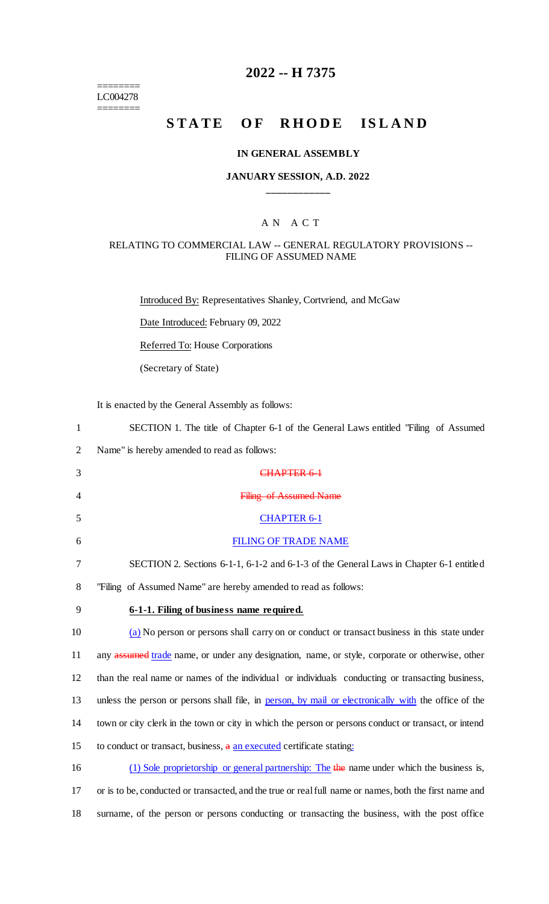# 2022 -- H 7375

========
LC004278
========

## STATE OF RHODE ISLAND

### IN GENERAL ASSEMBLY

### JANUARY SESSION, A.D. 2022

\_\_\_\_\_\_\_\_\_\_\_\_

A N A C T

RELATING TO COMMERCIAL LAW -- GENERAL REGULATORY PROVISIONS -- FILING OF ASSUMED NAME

Introduced By: Representatives Shanley, Cortvriend, and McGaw

Date Introduced: February 09, 2022

Referred To: House Corporations

(Secretary of State)

It is enacted by the General Assembly as follows:

1 SECTION 1. The title of Chapter 6-1 of the General Laws entitled "Filing of Assumed
2 Name" is hereby amended to read as follows:

3 ~~CHAPTER 6-1~~

4 ~~Filing of Assumed Name~~

5 <u>CHAPTER 6-1</u>

6 <u>FILING OF TRADE NAME</u>

7 SECTION 2. Sections 6-1-1, 6-1-2 and 6-1-3 of the General Laws in Chapter 6-1 entitled
8 "Filing of Assumed Name" are hereby amended to read as follows:

9 **<u>6-1-1. Filing of business name required.</u>**

10 <u>(a)</u> No person or persons shall carry on or conduct or transact business in this state under
11 any ~~assumed~~ <u>trade</u> name, or under any designation, name, or style, corporate or otherwise, other
12 than the real name or names of the individual or individuals conducting or transacting business,
13 unless the person or persons shall file, in <u>person, by mail or electronically with</u> the office of the
14 town or city clerk in the town or city in which the person or persons conduct or transact, or intend
15 to conduct or transact, business, ~~a~~ <u>an executed</u> certificate stating<u>:</u>

16 <u>(1) Sole proprietorship or general partnership: The</u> ~~the~~ name under which the business is,
17 or is to be, conducted or transacted, and the true or real full name or names, both the first name and
18 surname, of the person or persons conducting or transacting the business, with the post office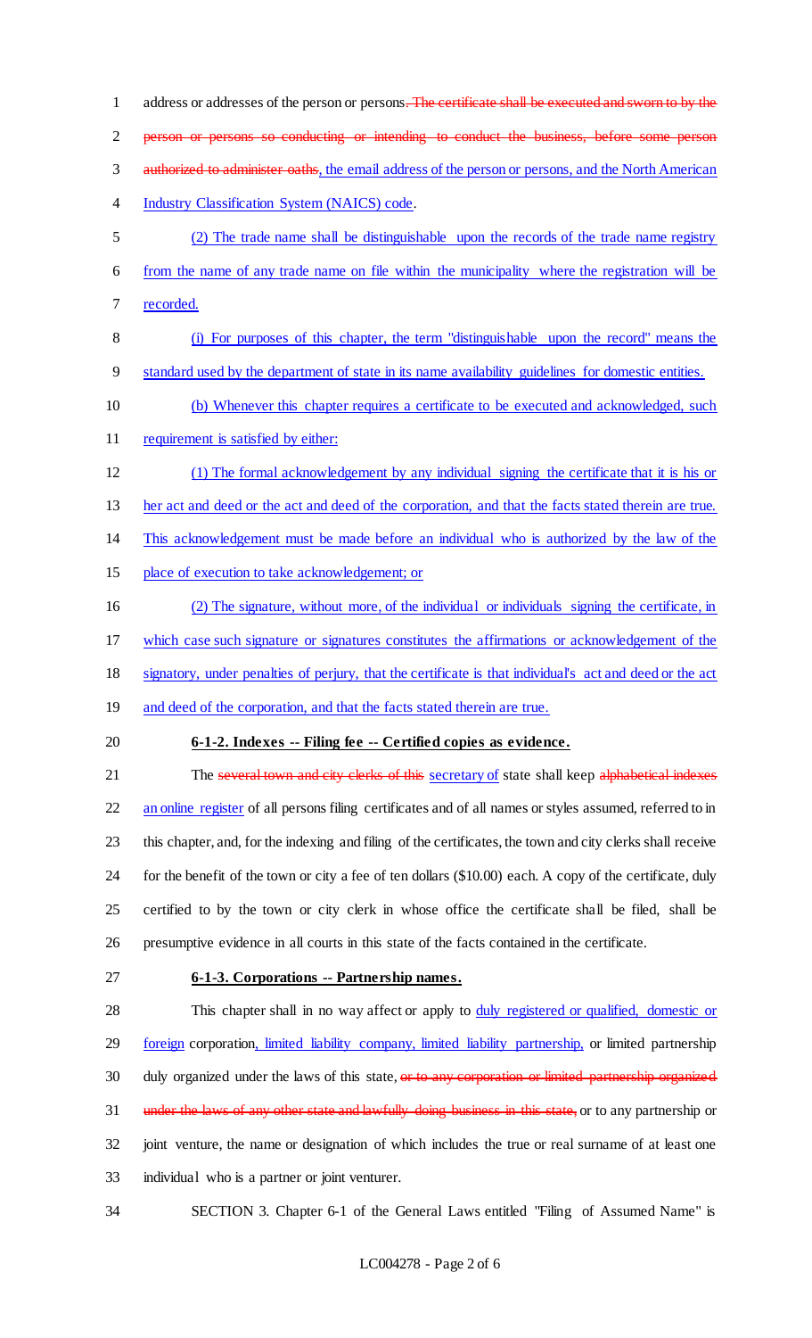address or addresses of the person or persons~~. The certificate shall be executed and sworn to by the person or persons so conducting or intending to conduct the business, before some person authorized to administer oaths~~, the email address of the person or persons, and the North American Industry Classification System (NAICS) code.

(2) The trade name shall be distinguishable upon the records of the trade name registry from the name of any trade name on file within the municipality where the registration will be recorded.

(i) For purposes of this chapter, the term "distinguishable upon the record" means the standard used by the department of state in its name availability guidelines for domestic entities.

(b) Whenever this chapter requires a certificate to be executed and acknowledged, such requirement is satisfied by either:

(1) The formal acknowledgement by any individual signing the certificate that it is his or her act and deed or the act and deed of the corporation, and that the facts stated therein are true. This acknowledgement must be made before an individual who is authorized by the law of the place of execution to take acknowledgement; or

(2) The signature, without more, of the individual or individuals signing the certificate, in which case such signature or signatures constitutes the affirmations or acknowledgement of the signatory, under penalties of perjury, that the certificate is that individual's act and deed or the act and deed of the corporation, and that the facts stated therein are true.

**6-1-2. Indexes -- Filing fee -- Certified copies as evidence.**

The ~~several town and city clerks of this~~ secretary of state shall keep ~~alphabetical indexes~~ an online register of all persons filing certificates and of all names or styles assumed, referred to in this chapter, and, for the indexing and filing of the certificates, the town and city clerks shall receive for the benefit of the town or city a fee of ten dollars ($10.00) each. A copy of the certificate, duly certified to by the town or city clerk in whose office the certificate shall be filed, shall be presumptive evidence in all courts in this state of the facts contained in the certificate.

**6-1-3. Corporations -- Partnership names.**

This chapter shall in no way affect or apply to duly registered or qualified, domestic or foreign corporation, limited liability company, limited liability partnership, or limited partnership duly organized under the laws of this state, ~~or to any corporation or limited partnership organized under the laws of any other state and lawfully doing business in this state,~~ or to any partnership or joint venture, the name or designation of which includes the true or real surname of at least one individual who is a partner or joint venturer.

SECTION 3. Chapter 6-1 of the General Laws entitled "Filing of Assumed Name" is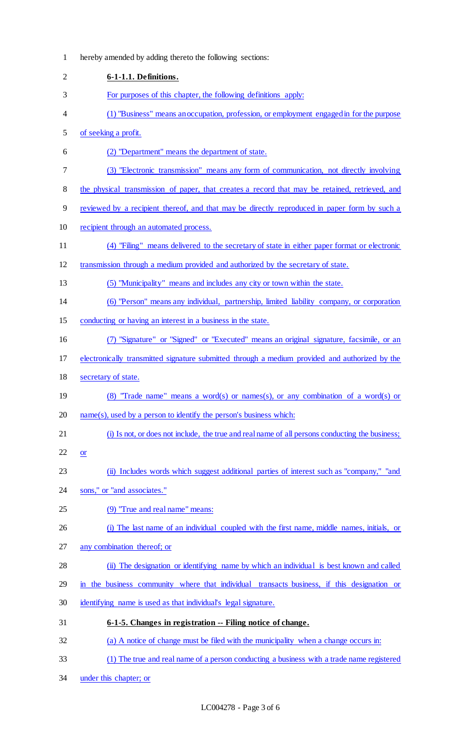hereby amended by adding thereto the following sections:

**6-1-1.1. Definitions.**

For purposes of this chapter, the following definitions apply:

(1) "Business" means an occupation, profession, or employment engaged in for the purpose of seeking a profit.

(2) "Department" means the department of state.

(3) "Electronic transmission" means any form of communication, not directly involving the physical transmission of paper, that creates a record that may be retained, retrieved, and reviewed by a recipient thereof, and that may be directly reproduced in paper form by such a recipient through an automated process.

(4) "Filing" means delivered to the secretary of state in either paper format or electronic transmission through a medium provided and authorized by the secretary of state.

(5) "Municipality" means and includes any city or town within the state.

(6) "Person" means any individual, partnership, limited liability company, or corporation conducting or having an interest in a business in the state.

(7) "Signature" or "Signed" or "Executed" means an original signature, facsimile, or an electronically transmitted signature submitted through a medium provided and authorized by the secretary of state.

(8) "Trade name" means a word(s) or names(s), or any combination of a word(s) or name(s), used by a person to identify the person's business which:

(i) Is not, or does not include, the true and real name of all persons conducting the business; or

(ii) Includes words which suggest additional parties of interest such as "company," "and sons," or "and associates."

(9) "True and real name" means:

(i) The last name of an individual coupled with the first name, middle names, initials, or any combination thereof; or

(ii) The designation or identifying name by which an individual is best known and called in the business community where that individual transacts business, if this designation or identifying name is used as that individual's legal signature.

**6-1-5. Changes in registration -- Filing notice of change.**

(a) A notice of change must be filed with the municipality when a change occurs in:

(1) The true and real name of a person conducting a business with a trade name registered under this chapter; or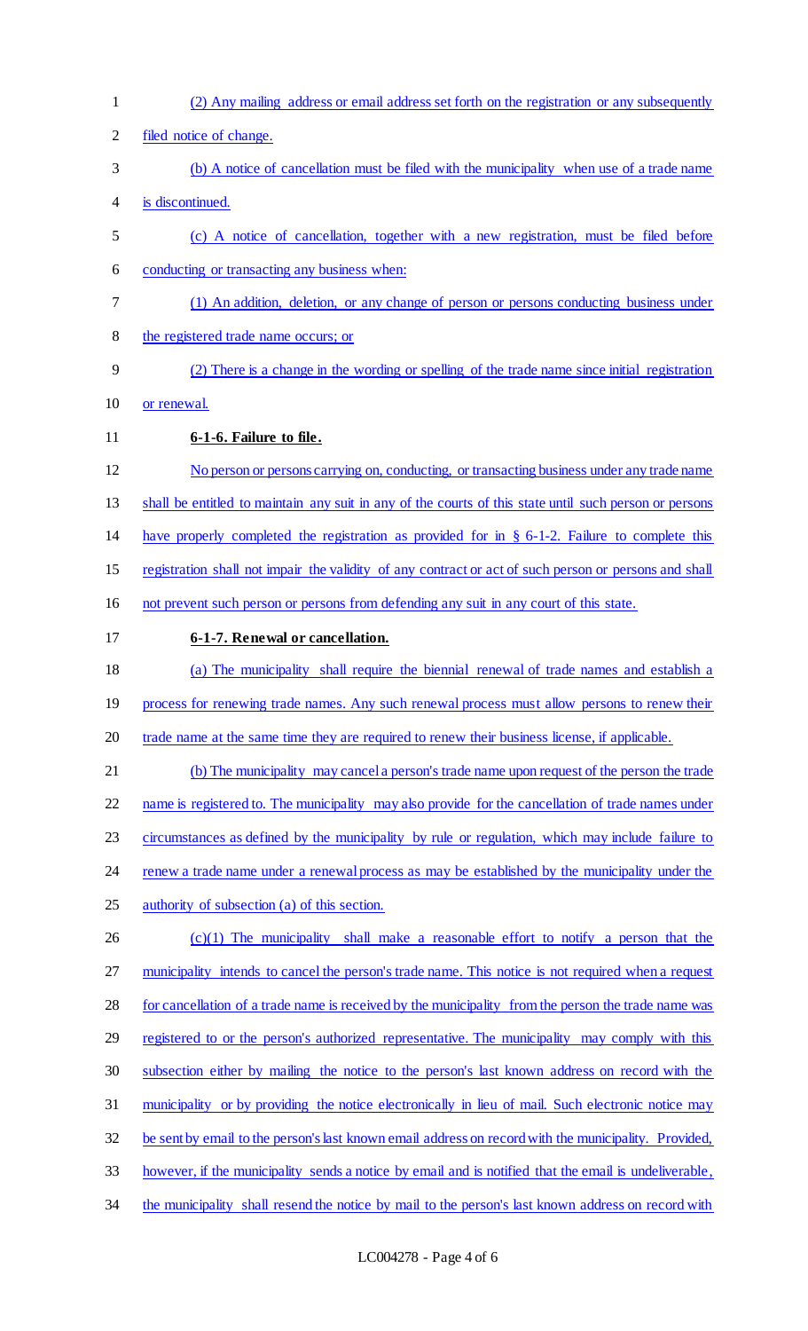(2) Any mailing address or email address set forth on the registration or any subsequently filed notice of change.

(b) A notice of cancellation must be filed with the municipality when use of a trade name is discontinued.

(c) A notice of cancellation, together with a new registration, must be filed before conducting or transacting any business when:

(1) An addition, deletion, or any change of person or persons conducting business under the registered trade name occurs; or

(2) There is a change in the wording or spelling of the trade name since initial registration or renewal.

**6-1-6. Failure to file.**

No person or persons carrying on, conducting, or transacting business under any trade name shall be entitled to maintain any suit in any of the courts of this state until such person or persons have properly completed the registration as provided for in § 6-1-2. Failure to complete this registration shall not impair the validity of any contract or act of such person or persons and shall not prevent such person or persons from defending any suit in any court of this state.

**6-1-7. Renewal or cancellation.**

(a) The municipality shall require the biennial renewal of trade names and establish a process for renewing trade names. Any such renewal process must allow persons to renew their trade name at the same time they are required to renew their business license, if applicable.

(b) The municipality may cancel a person's trade name upon request of the person the trade name is registered to. The municipality may also provide for the cancellation of trade names under circumstances as defined by the municipality by rule or regulation, which may include failure to renew a trade name under a renewal process as may be established by the municipality under the authority of subsection (a) of this section.

(c)(1) The municipality shall make a reasonable effort to notify a person that the municipality intends to cancel the person's trade name. This notice is not required when a request for cancellation of a trade name is received by the municipality from the person the trade name was registered to or the person's authorized representative. The municipality may comply with this subsection either by mailing the notice to the person's last known address on record with the municipality or by providing the notice electronically in lieu of mail. Such electronic notice may be sent by email to the person's last known email address on record with the municipality. Provided, however, if the municipality sends a notice by email and is notified that the email is undeliverable, the municipality shall resend the notice by mail to the person's last known address on record with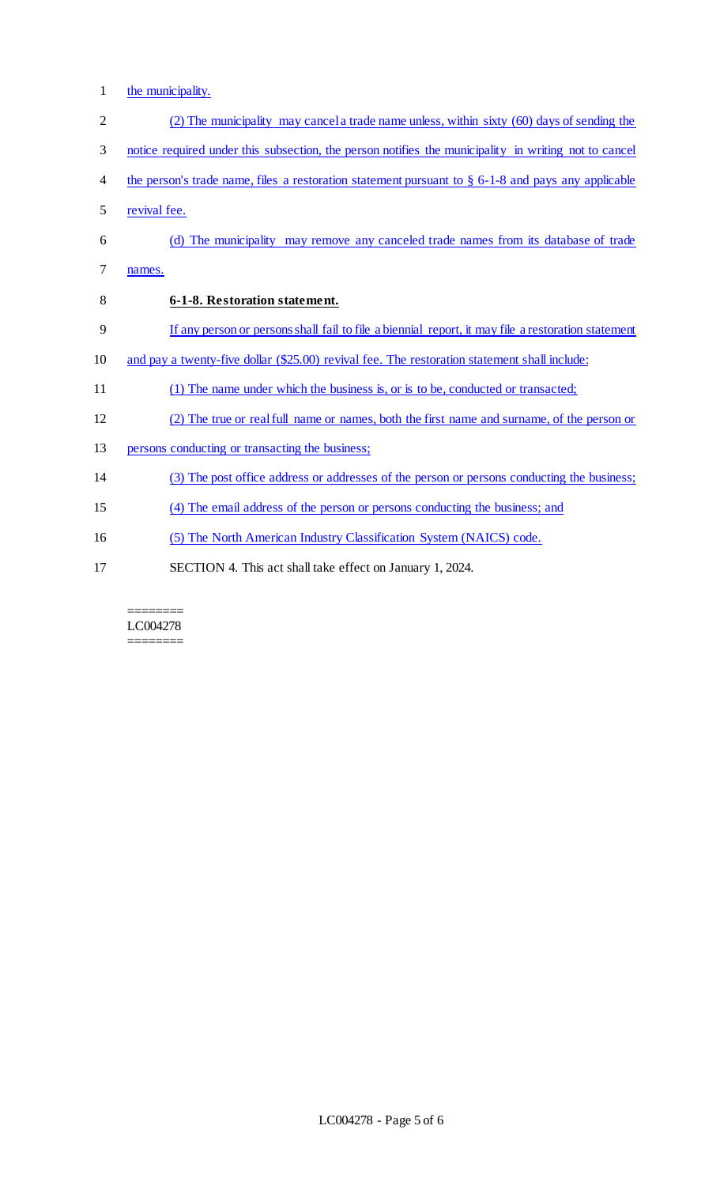the municipality.

(2) The municipality may cancel a trade name unless, within sixty (60) days of sending the notice required under this subsection, the person notifies the municipality in writing not to cancel the person's trade name, files a restoration statement pursuant to § 6-1-8 and pays any applicable revival fee.

(d) The municipality may remove any canceled trade names from its database of trade names.

**6-1-8. Restoration statement.**

If any person or persons shall fail to file a biennial report, it may file a restoration statement and pay a twenty-five dollar ($25.00) revival fee. The restoration statement shall include:

(1) The name under which the business is, or is to be, conducted or transacted;

(2) The true or real full name or names, both the first name and surname, of the person or persons conducting or transacting the business;

(3) The post office address or addresses of the person or persons conducting the business;

(4) The email address of the person or persons conducting the business; and

(5) The North American Industry Classification System (NAICS) code.

SECTION 4. This act shall take effect on January 1, 2024.

========
LC004278
========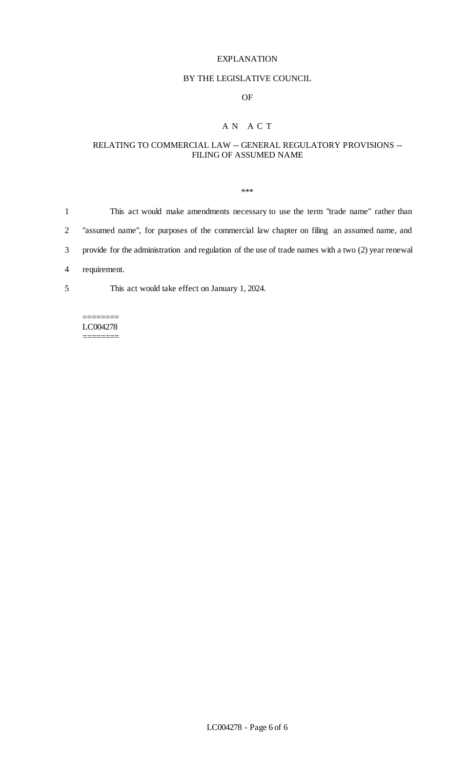EXPLANATION

BY THE LEGISLATIVE COUNCIL

OF

# A N A C T

RELATING TO COMMERCIAL LAW -- GENERAL REGULATORY PROVISIONS -- FILING OF ASSUMED NAME

***

This act would make amendments necessary to use the term "trade name" rather than "assumed name", for purposes of the commercial law chapter on filing an assumed name, and provide for the administration and regulation of the use of trade names with a two (2) year renewal requirement.

This act would take effect on January 1, 2024.

========
LC004278
========